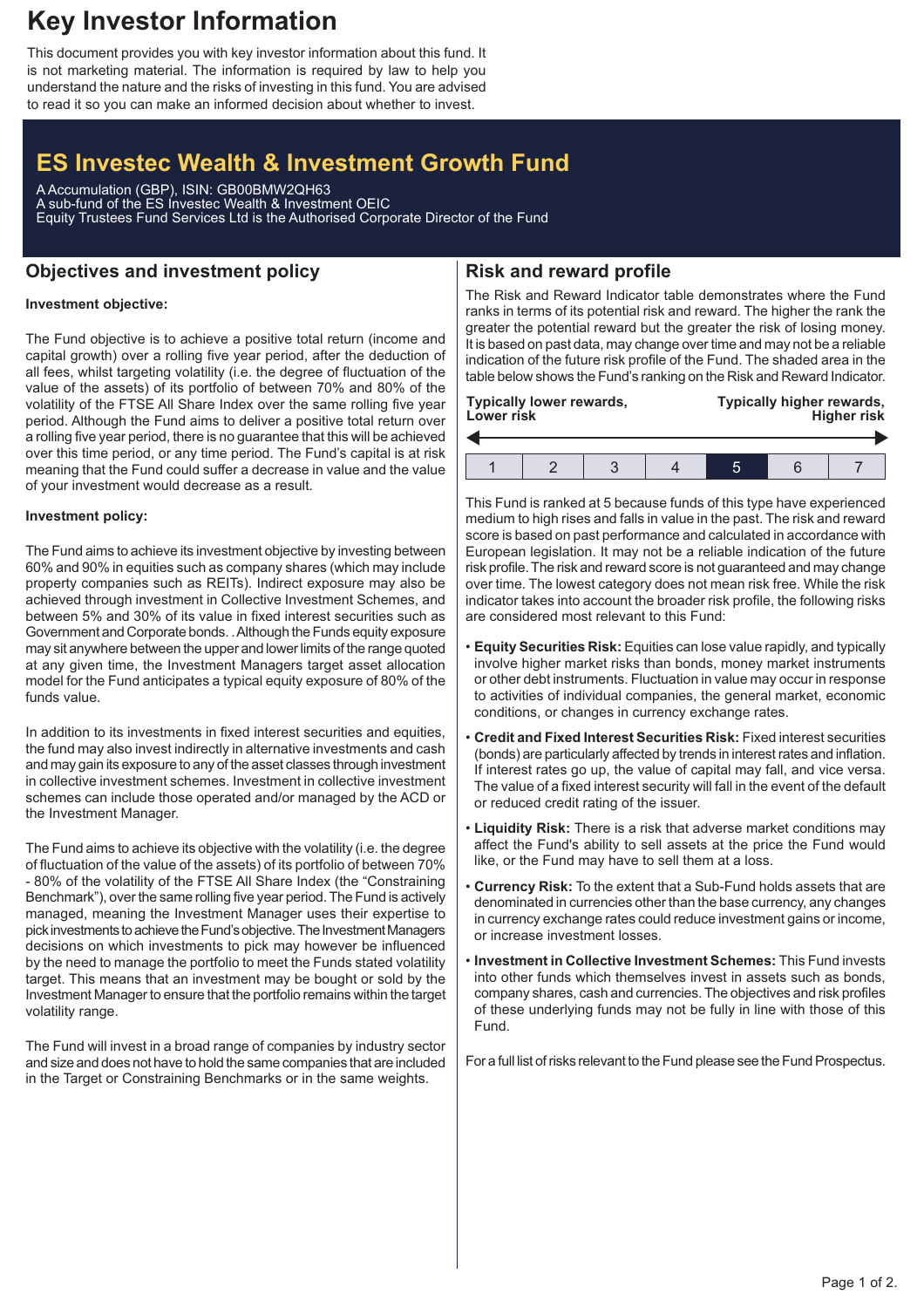# Key Investor Information

This document provides you with key investor information about this fund. It is not marketing material. The information is required by law to help you understand the nature and the risks of investing in this fund. You are advised to read it so you can make an informed decision about whether to invest.

## ES Investec Wealth & Investment Growth Fund

A Accumulation (GBP), ISIN: GB00BMW2QH63
A sub-fund of the ES Investec Wealth & Investment OEIC
Equity Trustees Fund Services Ltd is the Authorised Corporate Director of the Fund

## Objectives and investment policy

**Investment objective:**

The Fund objective is to achieve a positive total return (income and capital growth) over a rolling five year period, after the deduction of all fees, whilst targeting volatility (i.e. the degree of fluctuation of the value of the assets) of its portfolio of between 70% and 80% of the volatility of the FTSE All Share Index over the same rolling five year period. Although the Fund aims to deliver a positive total return over a rolling five year period, there is no guarantee that this will be achieved over this time period, or any time period. The Fund's capital is at risk meaning that the Fund could suffer a decrease in value and the value of your investment would decrease as a result.

**Investment policy:**

The Fund aims to achieve its investment objective by investing between 60% and 90% in equities such as company shares (which may include property companies such as REITs). Indirect exposure may also be achieved through investment in Collective Investment Schemes, and between 5% and 30% of its value in fixed interest securities such as Government and Corporate bonds. . Although the Funds equity exposure may sit anywhere between the upper and lower limits of the range quoted at any given time, the Investment Managers target asset allocation model for the Fund anticipates a typical equity exposure of 80% of the funds value.

In addition to its investments in fixed interest securities and equities, the fund may also invest indirectly in alternative investments and cash and may gain its exposure to any of the asset classes through investment in collective investment schemes. Investment in collective investment schemes can include those operated and/or managed by the ACD or the Investment Manager.

The Fund aims to achieve its objective with the volatility (i.e. the degree of fluctuation of the value of the assets) of its portfolio of between 70% - 80% of the volatility of the FTSE All Share Index (the "Constraining Benchmark"), over the same rolling five year period. The Fund is actively managed, meaning the Investment Manager uses their expertise to pick investments to achieve the Fund's objective. The Investment Managers decisions on which investments to pick may however be influenced by the need to manage the portfolio to meet the Funds stated volatility target. This means that an investment may be bought or sold by the Investment Manager to ensure that the portfolio remains within the target volatility range.

The Fund will invest in a broad range of companies by industry sector and size and does not have to hold the same companies that are included in the Target or Constraining Benchmarks or in the same weights.

## Risk and reward profile

The Risk and Reward Indicator table demonstrates where the Fund ranks in terms of its potential risk and reward. The higher the rank the greater the potential reward but the greater the risk of losing money. It is based on past data, may change over time and may not be a reliable indication of the future risk profile of the Fund. The shaded area in the table below shows the Fund's ranking on the Risk and Reward Indicator.

**Typically lower rewards, Lower risk** — **Typically higher rewards, Higher risk**

| 1 | 2 | 3 | 4 | **5** | 6 | 7 |
|---|---|---|---|---|---|---|

This Fund is ranked at 5 because funds of this type have experienced medium to high rises and falls in value in the past. The risk and reward score is based on past performance and calculated in accordance with European legislation. It may not be a reliable indication of the future risk profile. The risk and reward score is not guaranteed and may change over time. The lowest category does not mean risk free. While the risk indicator takes into account the broader risk profile, the following risks are considered most relevant to this Fund:

- **Equity Securities Risk:** Equities can lose value rapidly, and typically involve higher market risks than bonds, money market instruments or other debt instruments. Fluctuation in value may occur in response to activities of individual companies, the general market, economic conditions, or changes in currency exchange rates.
- **Credit and Fixed Interest Securities Risk:** Fixed interest securities (bonds) are particularly affected by trends in interest rates and inflation. If interest rates go up, the value of capital may fall, and vice versa. The value of a fixed interest security will fall in the event of the default or reduced credit rating of the issuer.
- **Liquidity Risk:** There is a risk that adverse market conditions may affect the Fund's ability to sell assets at the price the Fund would like, or the Fund may have to sell them at a loss.
- **Currency Risk:** To the extent that a Sub-Fund holds assets that are denominated in currencies other than the base currency, any changes in currency exchange rates could reduce investment gains or income, or increase investment losses.
- **Investment in Collective Investment Schemes:** This Fund invests into other funds which themselves invest in assets such as bonds, company shares, cash and currencies. The objectives and risk profiles of these underlying funds may not be fully in line with those of this Fund.

For a full list of risks relevant to the Fund please see the Fund Prospectus.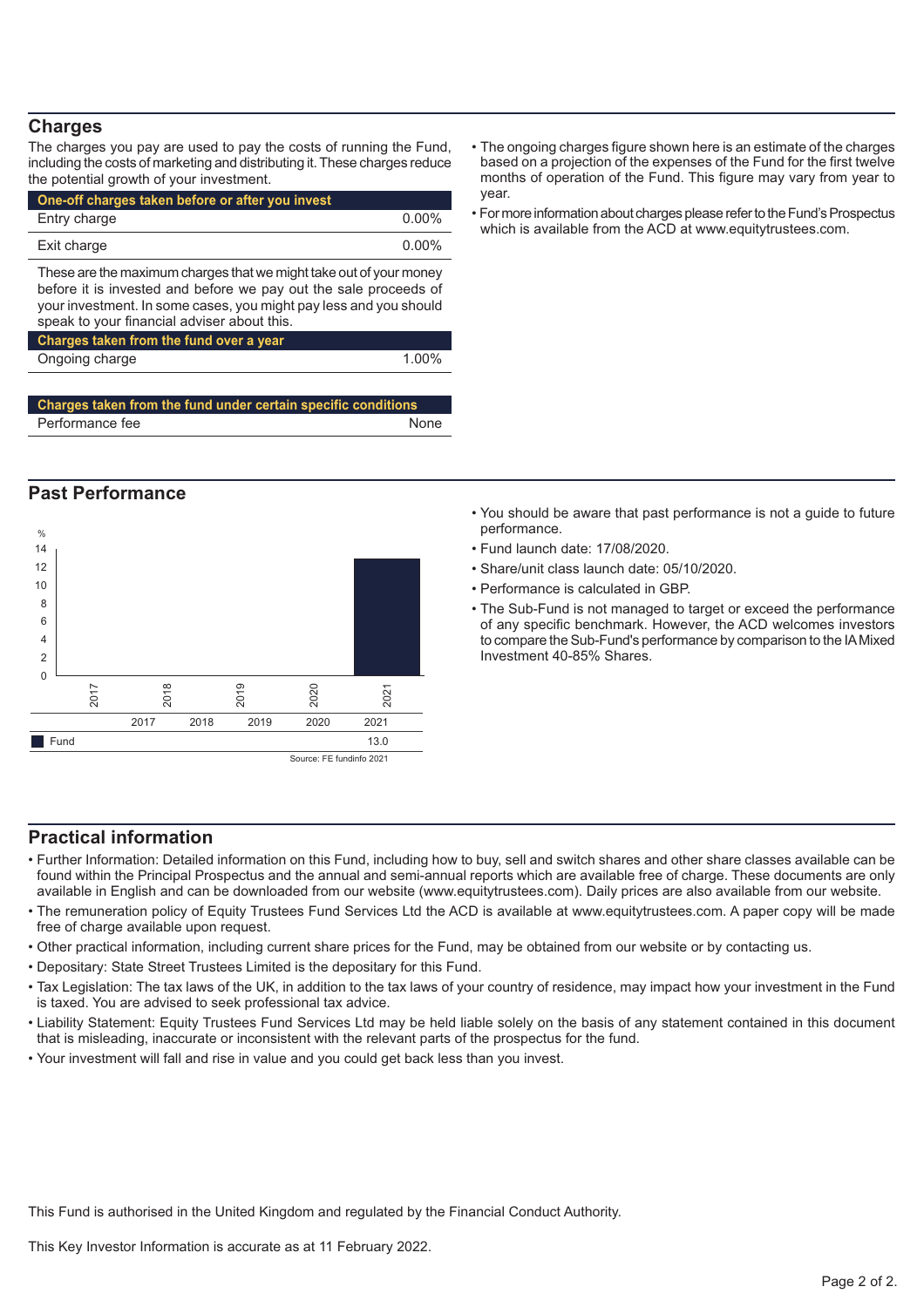## Charges

The charges you pay are used to pay the costs of running the Fund, including the costs of marketing and distributing it. These charges reduce the potential growth of your investment.

| One-off charges taken before or after you invest | |
|---|---|
| Entry charge | 0.00% |
| Exit charge | 0.00% |

These are the maximum charges that we might take out of your money before it is invested and before we pay out the sale proceeds of your investment. In some cases, you might pay less and you should speak to your financial adviser about this.

| Charges taken from the fund over a year | |
|---|---|
| Ongoing charge | 1.00% |

| Charges taken from the fund under certain specific conditions | |
|---|---|
| Performance fee | None |

- The ongoing charges figure shown here is an estimate of the charges based on a projection of the expenses of the Fund for the first twelve months of operation of the Fund. This figure may vary from year to year.
- For more information about charges please refer to the Fund's Prospectus which is available from the ACD at www.equitytrustees.com.

## Past Performance

%
14
12
10
8
6
4
2
0
2017 2018 2019 2020 2021

2017 2018 2019 2020 2021
Fund 13.0

Source: FE fundinfo 2021

- You should be aware that past performance is not a guide to future performance.
- Fund launch date: 17/08/2020.
- Share/unit class launch date: 05/10/2020.
- Performance is calculated in GBP.
- The Sub-Fund is not managed to target or exceed the performance of any specific benchmark. However, the ACD welcomes investors to compare the Sub-Fund's performance by comparison to the IA Mixed Investment 40-85% Shares.

## Practical information

- Further Information: Detailed information on this Fund, including how to buy, sell and switch shares and other share classes available can be found within the Principal Prospectus and the annual and semi-annual reports which are available free of charge. These documents are only available in English and can be downloaded from our website (www.equitytrustees.com). Daily prices are also available from our website.
- The remuneration policy of Equity Trustees Fund Services Ltd the ACD is available at www.equitytrustees.com. A paper copy will be made free of charge available upon request.
- Other practical information, including current share prices for the Fund, may be obtained from our website or by contacting us.
- Depositary: State Street Trustees Limited is the depositary for this Fund.
- Tax Legislation: The tax laws of the UK, in addition to the tax laws of your country of residence, may impact how your investment in the Fund is taxed. You are advised to seek professional tax advice.
- Liability Statement: Equity Trustees Fund Services Ltd may be held liable solely on the basis of any statement contained in this document that is misleading, inaccurate or inconsistent with the relevant parts of the prospectus for the fund.
- Your investment will fall and rise in value and you could get back less than you invest.

This Fund is authorised in the United Kingdom and regulated by the Financial Conduct Authority.

This Key Investor Information is accurate as at 11 February 2022.